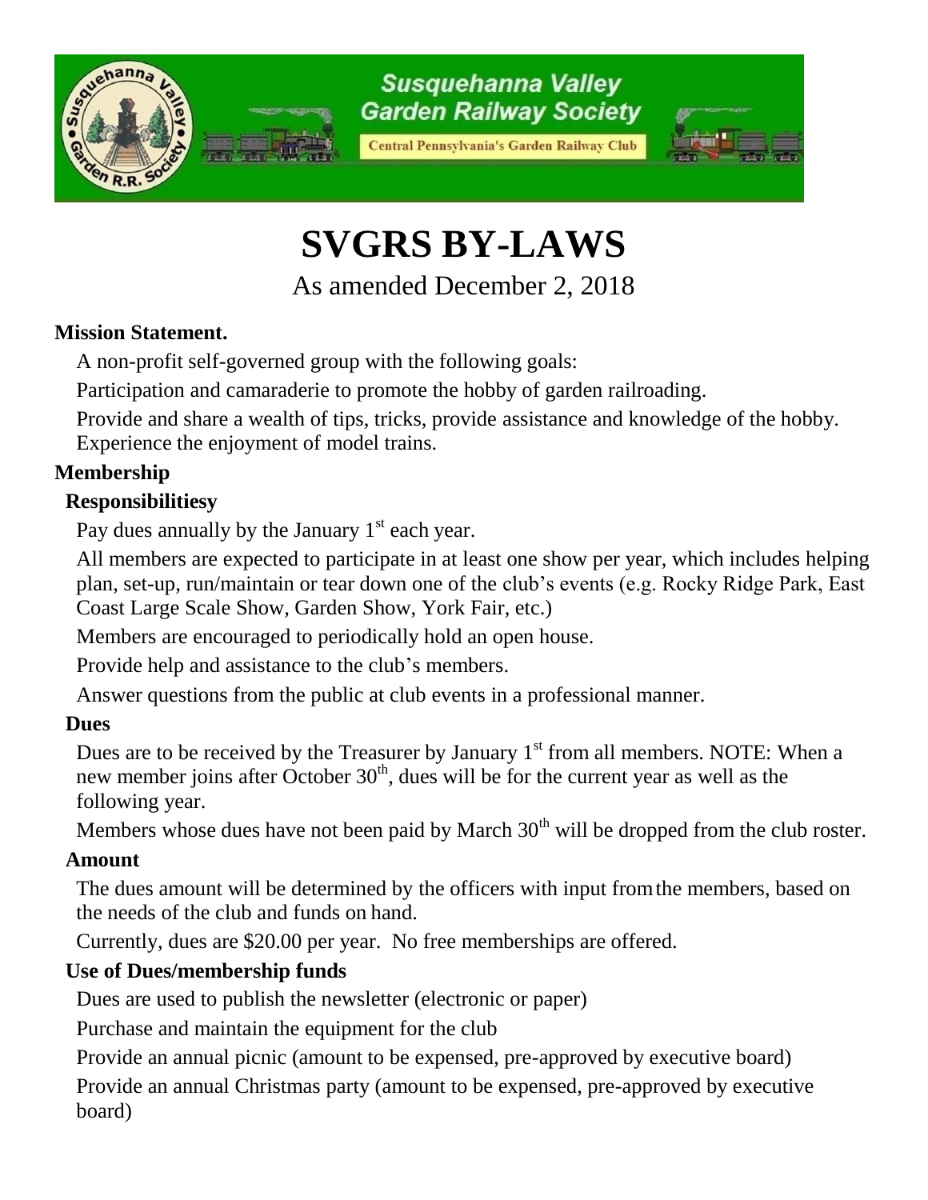Susquehanna Valley Garden Railway Society

Central Pennsylvania's Garden Railway Club

# SVGRS BY-LAWS

As amended December 2, 2018

## Mission Statement.

A non-profit self-governed group with the following goals:

Participation and camaraderie to promote the hobby of garden railroading.

Provide and share a wealth of tips, tricks, provide assistance and knowledge of the hobby. Experience the enjoyment of model trains.

## Membership

### Responsibilitiesy

Pay dues annually by the January 1st each year.

All members are expected to participate in at least one show per year, which includes helping plan, set-up, run/maintain or tear down one of the club's events (e.g. Rocky Ridge Park, East Coast Large Scale Show, Garden Show, York Fair, etc.)

Members are encouraged to periodically hold an open house.

Provide help and assistance to the club's members.

Answer questions from the public at club events in a professional manner.

### Dues

Dues are to be received by the Treasurer by January 1st from all members. NOTE: When a new member joins after October 30th, dues will be for the current year as well as the following year.

Members whose dues have not been paid by March 30th will be dropped from the club roster.

### Amount

The dues amount will be determined by the officers with input from the members, based on the needs of the club and funds on hand.

Currently, dues are $20.00 per year. No free memberships are offered.

### Use of Dues/membership funds

Dues are used to publish the newsletter (electronic or paper)

Purchase and maintain the equipment for the club

Provide an annual picnic (amount to be expensed, pre-approved by executive board)

Provide an annual Christmas party (amount to be expensed, pre-approved by executive board)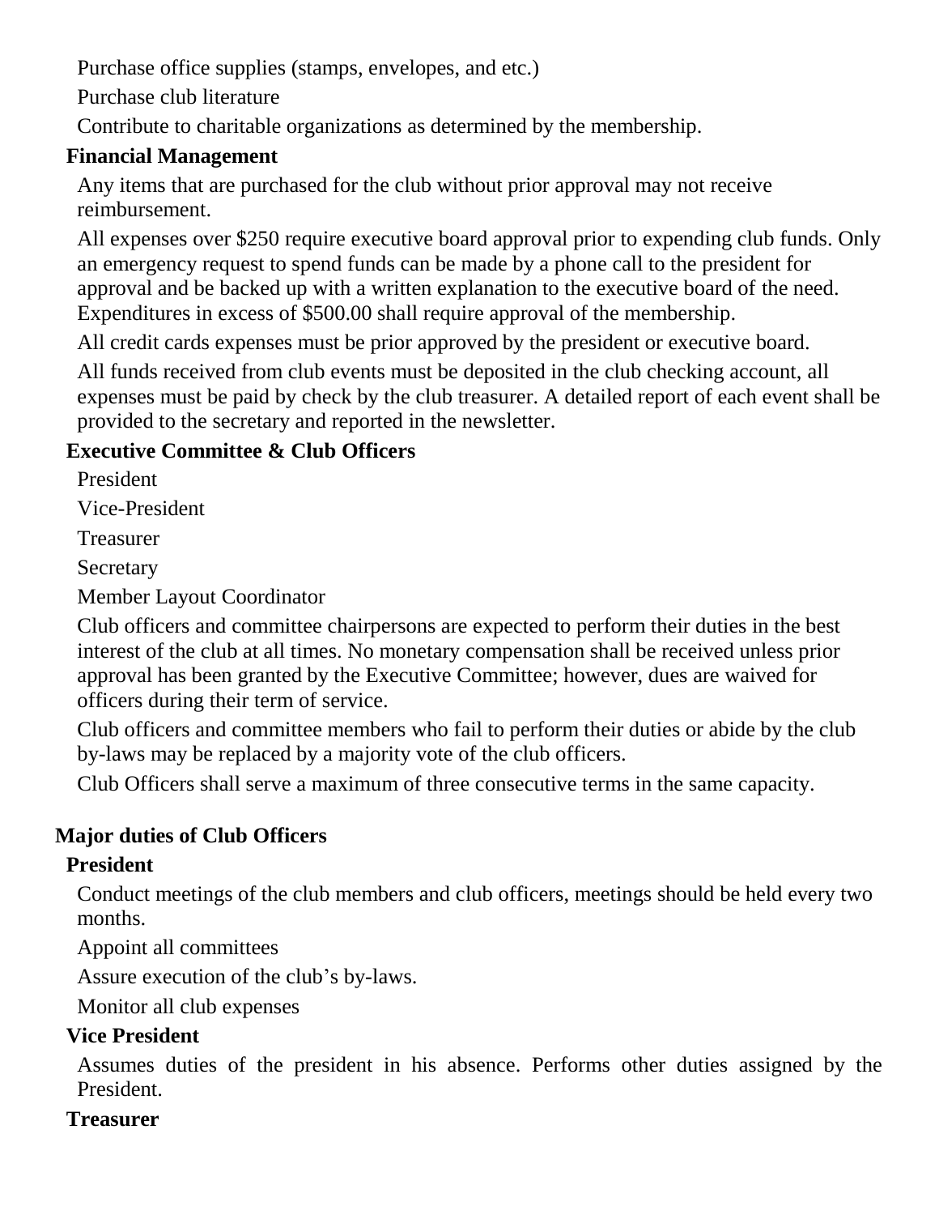Purchase office supplies (stamps, envelopes, and etc.)

Purchase club literature

Contribute to charitable organizations as determined by the membership.

### Financial Management

Any items that are purchased for the club without prior approval may not receive reimbursement.

All expenses over $250 require executive board approval prior to expending club funds. Only an emergency request to spend funds can be made by a phone call to the president for approval and be backed up with a written explanation to the executive board of the need. Expenditures in excess of $500.00 shall require approval of the membership.

All credit cards expenses must be prior approved by the president or executive board.

All funds received from club events must be deposited in the club checking account, all expenses must be paid by check by the club treasurer. A detailed report of each event shall be provided to the secretary and reported in the newsletter.

### Executive Committee & Club Officers

President

Vice-President

Treasurer

Secretary

Member Layout Coordinator

Club officers and committee chairpersons are expected to perform their duties in the best interest of the club at all times. No monetary compensation shall be received unless prior approval has been granted by the Executive Committee; however, dues are waived for officers during their term of service.

Club officers and committee members who fail to perform their duties or abide by the club by-laws may be replaced by a majority vote of the club officers.

Club Officers shall serve a maximum of three consecutive terms in the same capacity.

## Major duties of Club Officers

### President

Conduct meetings of the club members and club officers, meetings should be held every two months.

Appoint all committees

Assure execution of the club's by-laws.

Monitor all club expenses

### Vice President

Assumes duties of the president in his absence. Performs other duties assigned by the President.

### Treasurer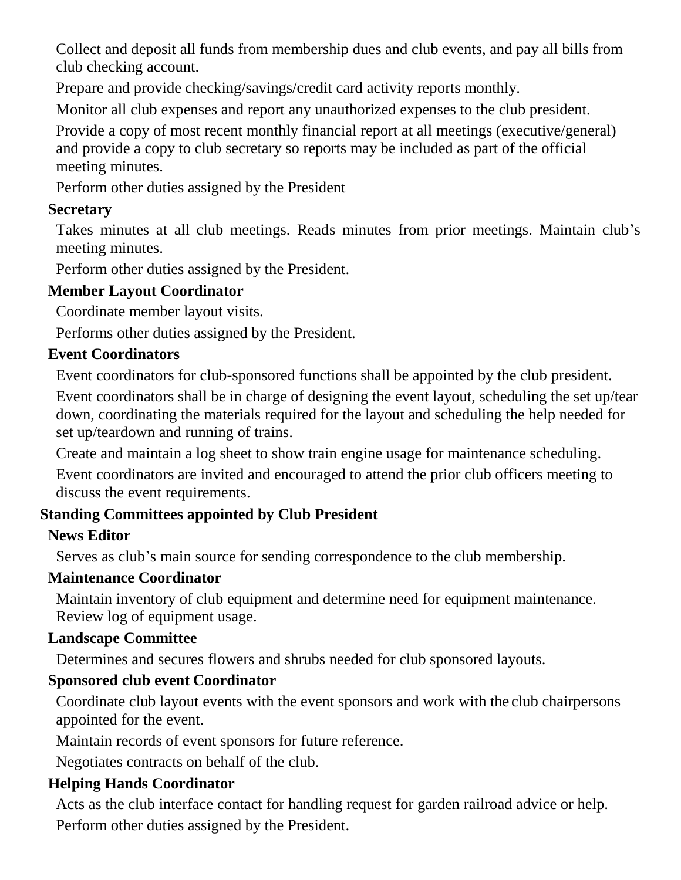Collect and deposit all funds from membership dues and club events, and pay all bills from club checking account.

Prepare and provide checking/savings/credit card activity reports monthly.

Monitor all club expenses and report any unauthorized expenses to the club president.

Provide a copy of most recent monthly financial report at all meetings (executive/general) and provide a copy to club secretary so reports may be included as part of the official meeting minutes.

Perform other duties assigned by the President

**Secretary**

Takes minutes at all club meetings. Reads minutes from prior meetings. Maintain club's meeting minutes.

Perform other duties assigned by the President.

**Member Layout Coordinator**

Coordinate member layout visits.

Performs other duties assigned by the President.

**Event Coordinators**

Event coordinators for club-sponsored functions shall be appointed by the club president.

Event coordinators shall be in charge of designing the event layout, scheduling the set up/tear down, coordinating the materials required for the layout and scheduling the help needed for set up/teardown and running of trains.

Create and maintain a log sheet to show train engine usage for maintenance scheduling.

Event coordinators are invited and encouraged to attend the prior club officers meeting to discuss the event requirements.

**Standing Committees appointed by Club President**

**News Editor**

Serves as club's main source for sending correspondence to the club membership.

**Maintenance Coordinator**

Maintain inventory of club equipment and determine need for equipment maintenance. Review log of equipment usage.

**Landscape Committee**

Determines and secures flowers and shrubs needed for club sponsored layouts.

**Sponsored club event Coordinator**

Coordinate club layout events with the event sponsors and work with the club chairpersons appointed for the event.

Maintain records of event sponsors for future reference.

Negotiates contracts on behalf of the club.

**Helping Hands Coordinator**

Acts as the club interface contact for handling request for garden railroad advice or help.

Perform other duties assigned by the President.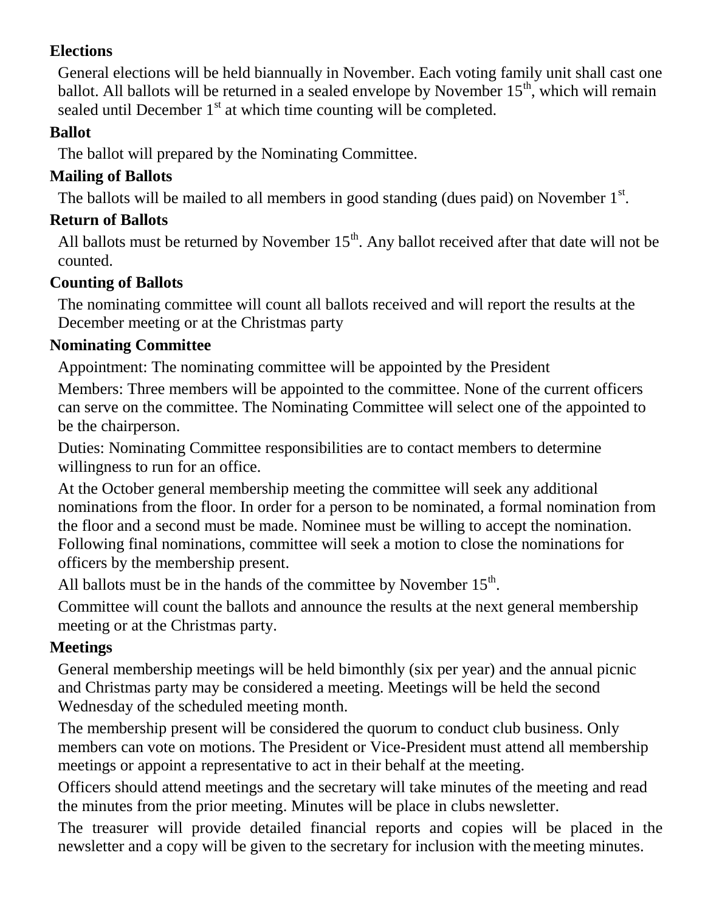**Elections**

General elections will be held biannually in November. Each voting family unit shall cast one ballot. All ballots will be returned in a sealed envelope by November 15th, which will remain sealed until December 1st at which time counting will be completed.

**Ballot**

The ballot will prepared by the Nominating Committee.

**Mailing of Ballots**

The ballots will be mailed to all members in good standing (dues paid) on November 1st.

**Return of Ballots**

All ballots must be returned by November 15th. Any ballot received after that date will not be counted.

**Counting of Ballots**

The nominating committee will count all ballots received and will report the results at the December meeting or at the Christmas party

**Nominating Committee**

Appointment: The nominating committee will be appointed by the President

Members: Three members will be appointed to the committee. None of the current officers can serve on the committee. The Nominating Committee will select one of the appointed to be the chairperson.

Duties: Nominating Committee responsibilities are to contact members to determine willingness to run for an office.

At the October general membership meeting the committee will seek any additional nominations from the floor. In order for a person to be nominated, a formal nomination from the floor and a second must be made. Nominee must be willing to accept the nomination. Following final nominations, committee will seek a motion to close the nominations for officers by the membership present.

All ballots must be in the hands of the committee by November 15th.

Committee will count the ballots and announce the results at the next general membership meeting or at the Christmas party.

**Meetings**

General membership meetings will be held bimonthly (six per year) and the annual picnic and Christmas party may be considered a meeting. Meetings will be held the second Wednesday of the scheduled meeting month.

The membership present will be considered the quorum to conduct club business. Only members can vote on motions. The President or Vice-President must attend all membership meetings or appoint a representative to act in their behalf at the meeting.

Officers should attend meetings and the secretary will take minutes of the meeting and read the minutes from the prior meeting. Minutes will be place in clubs newsletter.

The treasurer will provide detailed financial reports and copies will be placed in the newsletter and a copy will be given to the secretary for inclusion with the meeting minutes.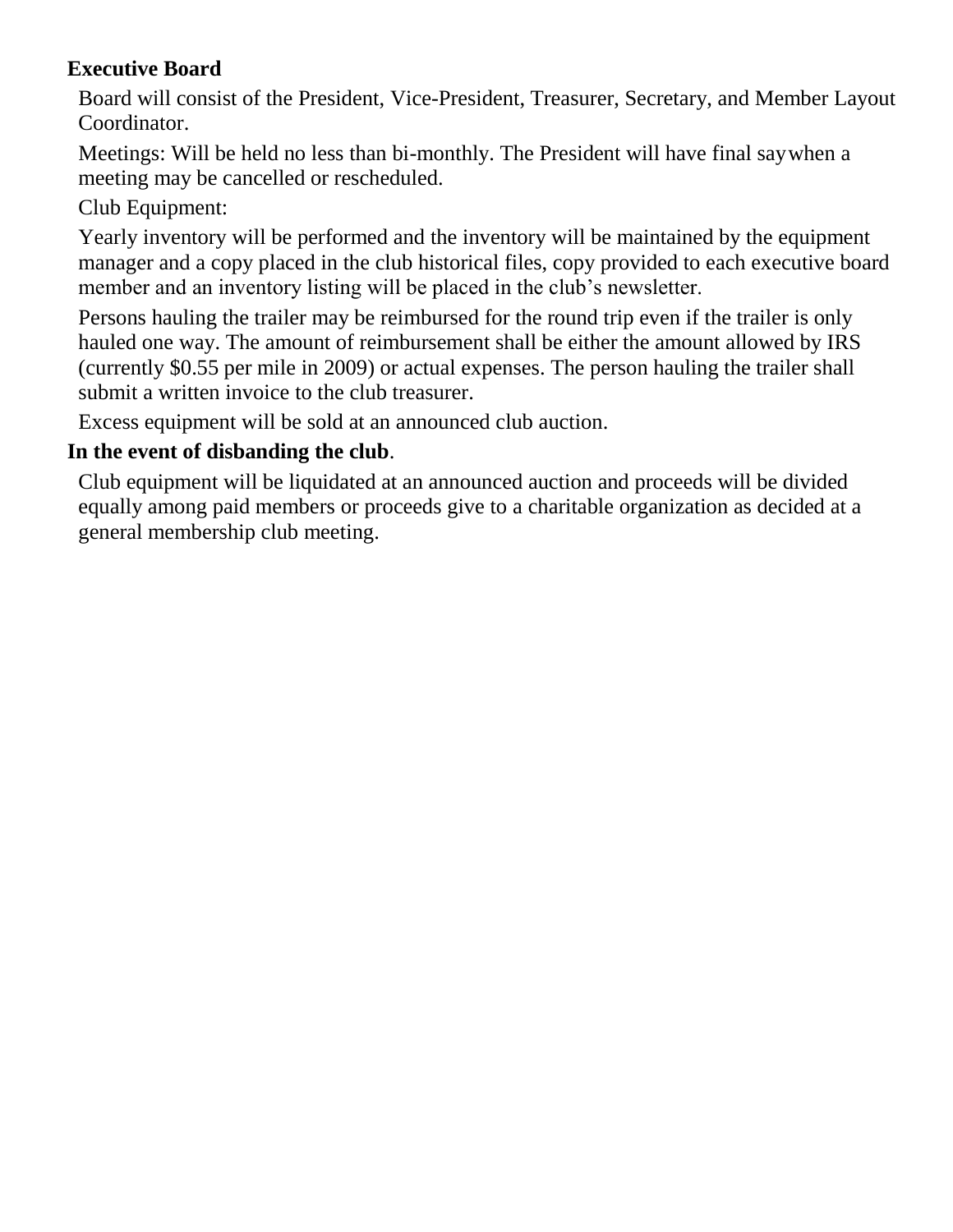**Executive Board**

Board will consist of the President, Vice-President, Treasurer, Secretary, and Member Layout Coordinator.

Meetings: Will be held no less than bi-monthly. The President will have final saywhen a meeting may be cancelled or rescheduled.

Club Equipment:

Yearly inventory will be performed and the inventory will be maintained by the equipment manager and a copy placed in the club historical files, copy provided to each executive board member and an inventory listing will be placed in the club's newsletter.

Persons hauling the trailer may be reimbursed for the round trip even if the trailer is only hauled one way. The amount of reimbursement shall be either the amount allowed by IRS (currently $0.55 per mile in 2009) or actual expenses. The person hauling the trailer shall submit a written invoice to the club treasurer.

Excess equipment will be sold at an announced club auction.

**In the event of disbanding the club**.

Club equipment will be liquidated at an announced auction and proceeds will be divided equally among paid members or proceeds give to a charitable organization as decided at a general membership club meeting.